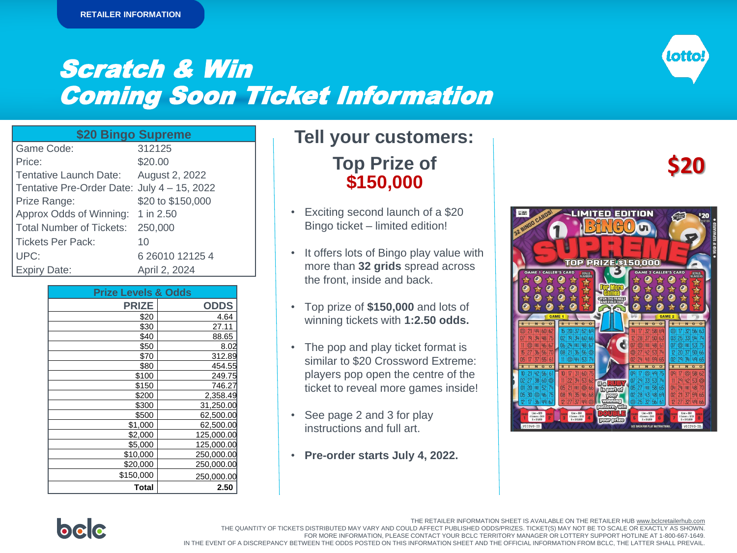RETAILER INFORMATION

# Scratch & Win
# Coming Soon Ticket Information

| $20 Bingo Supreme | |
|---|---|
| Game Code: | 312125 |
| Price: | $20.00 |
| Tentative Launch Date: | August 2, 2022 |
| Tentative Pre-Order Date: | July 4 – 15, 2022 |
| Prize Range: | $20 to $150,000 |
| Approx Odds of Winning: | 1 in 2.50 |
| Total Number of Tickets: | 250,000 |
| Tickets Per Pack: | 10 |
| UPC: | 6 26010 12125 4 |
| Expiry Date: | April 2, 2024 |

**Prize Levels & Odds**

| PRIZE | ODDS |
|---:|---:|
| $20 | 4.64 |
| $30 | 27.11 |
| $40 | 88.65 |
| $50 | 8.02 |
| $70 | 312.89 |
| $80 | 454.55 |
| $100 | 249.75 |
| $150 | 746.27 |
| $200 | 2,358.49 |
| $300 | 31,250.00 |
| $500 | 62,500.00 |
| $1,000 | 62,500.00 |
| $2,000 | 125,000.00 |
| $5,000 | 125,000.00 |
| $10,000 | 250,000.00 |
| $20,000 | 250,000.00 |
| $150,000 | 250,000.00 |
| **Total** | **2.50** |

## Tell your customers:

### Top Prize of $150,000

- Exciting second launch of a $20 Bingo ticket – limited edition!
- It offers lots of Bingo play value with more than **32 grids** spread across the front, inside and back.
- Top prize of **$150,000** and lots of winning tickets with **1:2.50 odds.**
- The pop and play ticket format is similar to $20 Crossword Extreme: players pop open the centre of the ticket to reveal more games inside!
- See page 2 and 3 for play instructions and full art.
- **Pre-order starts July 4, 2022.**

$20

THE RETAILER INFORMATION SHEET IS AVAILABLE ON THE RETAILER HUB www.bclcretailerhub.com
THE QUANTITY OF TICKETS DISTRIBUTED MAY VARY AND COULD AFFECT PUBLISHED ODDS/PRIZES. TICKET(S) MAY NOT BE TO SCALE OR EXACTLY AS SHOWN.
FOR MORE INFORMATION, PLEASE CONTACT YOUR BCLC TERRITORY MANAGER OR LOTTERY SUPPORT HOTLINE AT 1-800-667-1649.
IN THE EVENT OF A DISCREPANCY BETWEEN THE ODDS POSTED ON THIS INFORMATION SHEET AND THE OFFICIAL INFORMATION FROM BCLC, THE LATTER SHALL PREVAIL.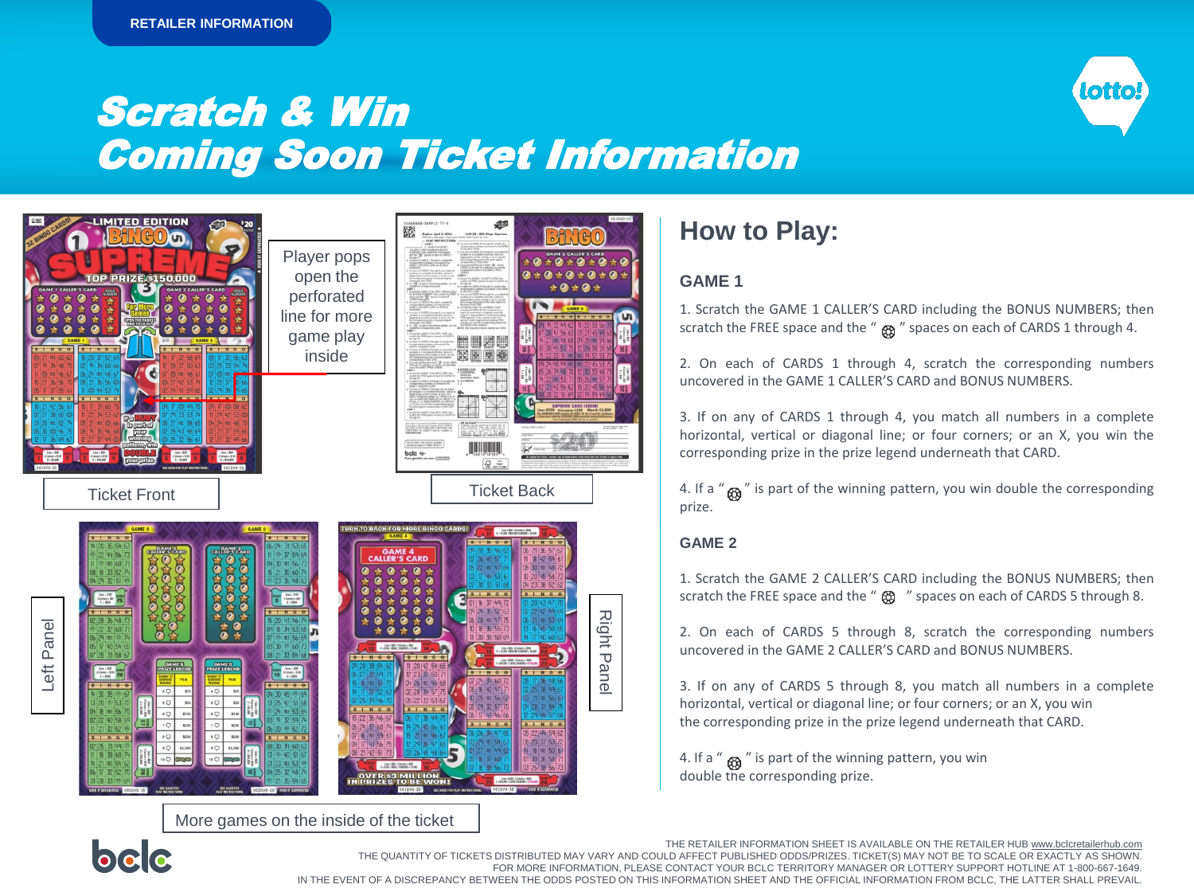RETAILER INFORMATION

# Scratch & Win
# Coming Soon Ticket Information

Player pops open the perforated line for more game play inside

Ticket Front

Ticket Back

Left Panel

Right Panel

More games on the inside of the ticket

## How to Play:

### GAME 1

1. Scratch the GAME 1 CALLER'S CARD including the BONUS NUMBERS; then scratch the FREE space and the " ⚽ " spaces on each of CARDS 1 through 4.

2. On each of CARDS 1 through 4, scratch the corresponding numbers uncovered in the GAME 1 CALLER'S CARD and BONUS NUMBERS.

3. If on any of CARDS 1 through 4, you match all numbers in a complete horizontal, vertical or diagonal line; or four corners; or an X, you win the corresponding prize in the prize legend underneath that CARD.

4. If a " ⚽ " is part of the winning pattern, you win double the corresponding prize.

### GAME 2

1. Scratch the GAME 2 CALLER'S CARD including the BONUS NUMBERS; then scratch the FREE space and the " ⚽ " spaces on each of CARDS 5 through 8.

2. On each of CARDS 5 through 8, scratch the corresponding numbers uncovered in the GAME 2 CALLER'S CARD and BONUS NUMBERS.

3. If on any of CARDS 5 through 8, you match all numbers in a complete horizontal, vertical or diagonal line; or four corners; or an X, you win the corresponding prize in the prize legend underneath that CARD.

4. If a " ⚽ " is part of the winning pattern, you win double the corresponding prize.

THE RETAILER INFORMATION SHEET IS AVAILABLE ON THE RETAILER HUB www.bclcretailerhub.com
THE QUANTITY OF TICKETS DISTRIBUTED MAY VARY AND COULD AFFECT PUBLISHED ODDS/PRIZES. TICKET(S) MAY NOT BE TO SCALE OR EXACTLY AS SHOWN.
FOR MORE INFORMATION, PLEASE CONTACT YOUR BCLC TERRITORY MANAGER OR LOTTERY SUPPORT HOTLINE AT 1-800-667-1649.
IN THE EVENT OF A DISCREPANCY BETWEEN THE ODDS POSTED ON THIS INFORMATION SHEET AND THE OFFICIAL INFORMATION FROM BCLC, THE LATTER SHALL PREVAIL.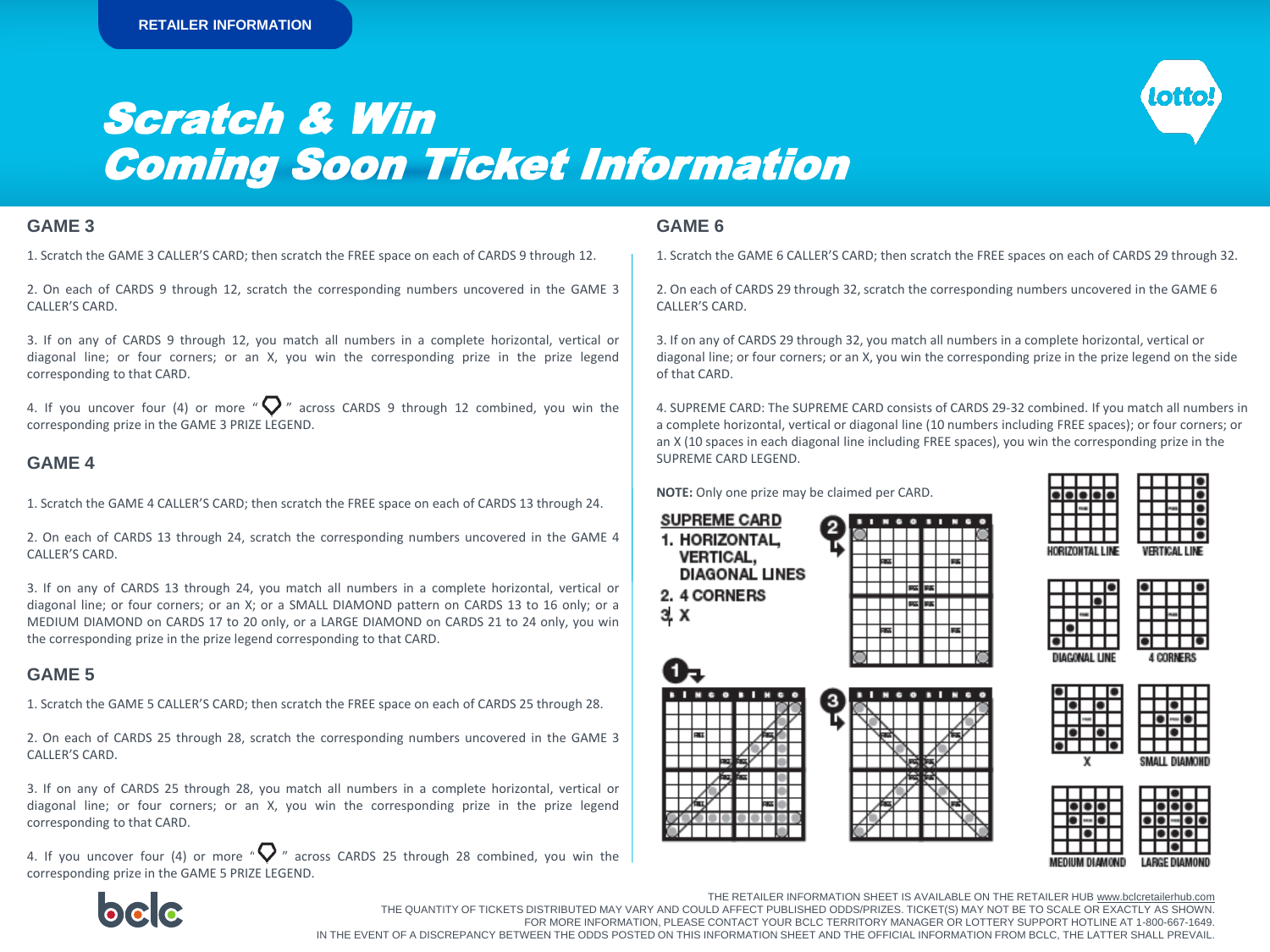RETAILER INFORMATION

# Scratch & Win
# Coming Soon Ticket Information

## GAME 3

1. Scratch the GAME 3 CALLER'S CARD; then scratch the FREE space on each of CARDS 9 through 12.

2. On each of CARDS 9 through 12, scratch the corresponding numbers uncovered in the GAME 3 CALLER'S CARD.

3. If on any of CARDS 9 through 12, you match all numbers in a complete horizontal, vertical or diagonal line; or four corners; or an X, you win the corresponding prize in the prize legend corresponding to that CARD.

4. If you uncover four (4) or more "◇" across CARDS 9 through 12 combined, you win the corresponding prize in the GAME 3 PRIZE LEGEND.

## GAME 4

1. Scratch the GAME 4 CALLER'S CARD; then scratch the FREE space on each of CARDS 13 through 24.

2. On each of CARDS 13 through 24, scratch the corresponding numbers uncovered in the GAME 4 CALLER'S CARD.

3. If on any of CARDS 13 through 24, you match all numbers in a complete horizontal, vertical or diagonal line; or four corners; or an X; or a SMALL DIAMOND pattern on CARDS 13 to 16 only; or a MEDIUM DIAMOND on CARDS 17 to 20 only, or a LARGE DIAMOND on CARDS 21 to 24 only, you win the corresponding prize in the prize legend corresponding to that CARD.

## GAME 5

1. Scratch the GAME 5 CALLER'S CARD; then scratch the FREE space on each of CARDS 25 through 28.

2. On each of CARDS 25 through 28, scratch the corresponding numbers uncovered in the GAME 3 CALLER'S CARD.

3. If on any of CARDS 25 through 28, you match all numbers in a complete horizontal, vertical or diagonal line; or four corners; or an X, you win the corresponding prize in the prize legend corresponding to that CARD.

4. If you uncover four (4) or more "◇" across CARDS 25 through 28 combined, you win the corresponding prize in the GAME 5 PRIZE LEGEND.

## GAME 6

1. Scratch the GAME 6 CALLER'S CARD; then scratch the FREE spaces on each of CARDS 29 through 32.

2. On each of CARDS 29 through 32, scratch the corresponding numbers uncovered in the GAME 6 CALLER'S CARD.

3. If on any of CARDS 29 through 32, you match all numbers in a complete horizontal, vertical or diagonal line; or four corners; or an X, you win the corresponding prize in the prize legend on the side of that CARD.

4. SUPREME CARD: The SUPREME CARD consists of CARDS 29-32 combined. If you match all numbers in a complete horizontal, vertical or diagonal line (10 numbers including FREE spaces); or four corners; or an X (10 spaces in each diagonal line including FREE spaces), you win the corresponding prize in the SUPREME CARD LEGEND.

**NOTE:** Only one prize may be claimed per CARD.

SUPREME CARD
1. HORIZONTAL, VERTICAL, DIAGONAL LINES
2. 4 CORNERS
3. X

HORIZONTAL LINE
VERTICAL LINE
DIAGONAL LINE
4 CORNERS
X
SMALL DIAMOND
MEDIUM DIAMOND
LARGE DIAMOND

THE RETAILER INFORMATION SHEET IS AVAILABLE ON THE RETAILER HUB www.bclcretailerhub.com
THE QUANTITY OF TICKETS DISTRIBUTED MAY VARY AND COULD AFFECT PUBLISHED ODDS/PRIZES. TICKET(S) MAY NOT BE TO SCALE OR EXACTLY AS SHOWN.
FOR MORE INFORMATION, PLEASE CONTACT YOUR BCLC TERRITORY MANAGER OR LOTTERY SUPPORT HOTLINE AT 1-800-667-1649.
IN THE EVENT OF A DISCREPANCY BETWEEN THE ODDS POSTED ON THIS INFORMATION SHEET AND THE OFFICIAL INFORMATION FROM BCLC, THE LATTER SHALL PREVAIL.